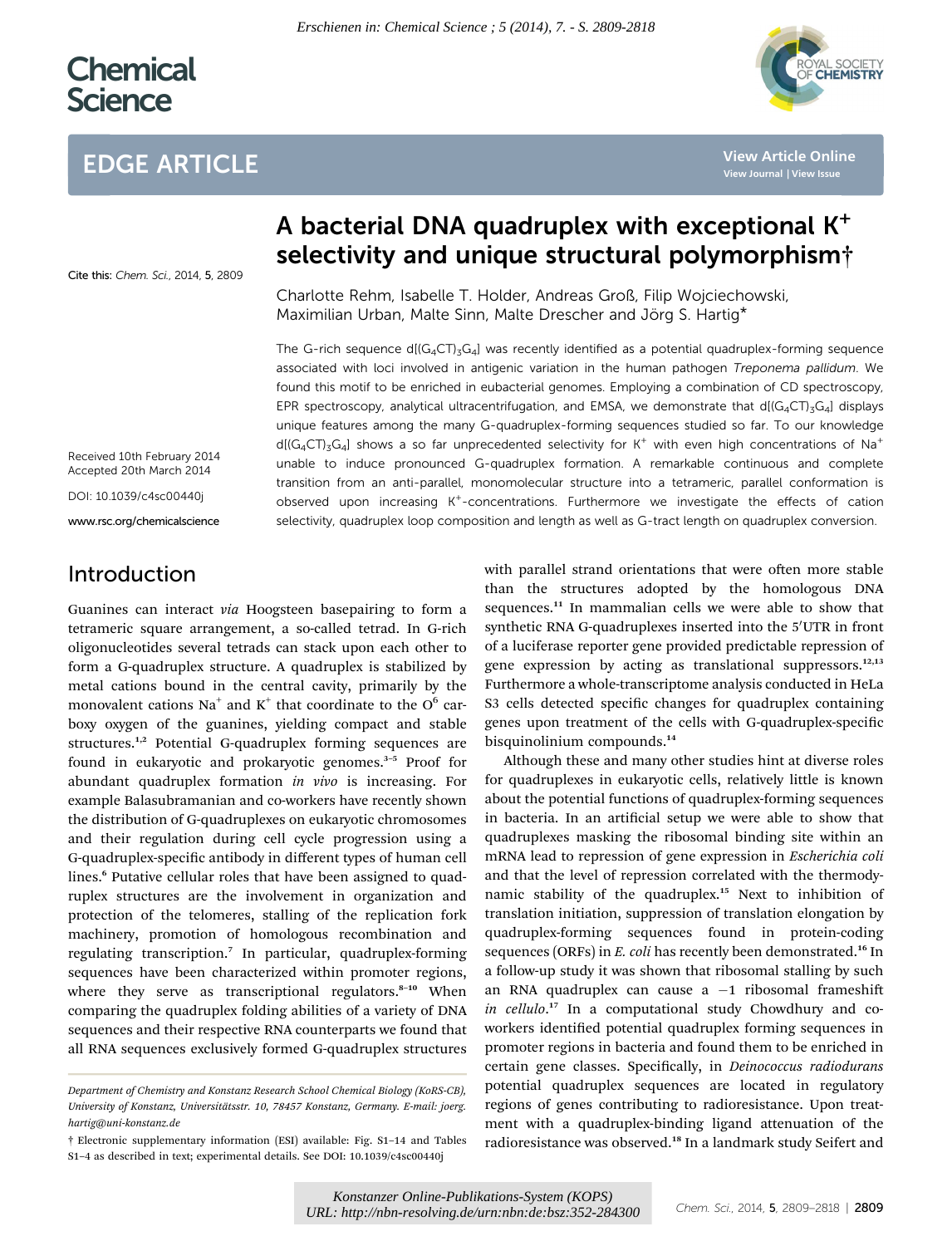# A bacterial DNA quadruplex with exceptional $K^+$ selectivity and unique structural polymorphism†

Charlotte Rehm, Isabelle T. Holder, Andreas Groß, Filip Wojciechowski, Maximilian Urban, Malte Sinn, Malte Drescher and Jörg S. Hartig*

Cite this: *Chem. Sci.*, 2014, **5**, 2809

Received 10th February 2014
Accepted 20th March 2014

DOI: 10.1039/c4sc00440j

www.rsc.org/chemicalscience

The G-rich sequence d[$(G_4CT)_3G_4$] was recently identified as a potential quadruplex-forming sequence associated with loci involved in antigenic variation in the human pathogen *Treponema pallidum*. We found this motif to be enriched in eubacterial genomes. Employing a combination of CD spectroscopy, EPR spectroscopy, analytical ultracentrifugation, and EMSA, we demonstrate that d[$(G_4CT)_3G_4$] displays unique features among the many G-quadruplex-forming sequences studied so far. To our knowledge d[$(G_4CT)_3G_4$] shows a so far unprecedented selectivity for $K^+$ with even high concentrations of $Na^+$ unable to induce pronounced G-quadruplex formation. A remarkable continuous and complete transition from an anti-parallel, monomolecular structure into a tetrameric, parallel conformation is observed upon increasing $K^+$-concentrations. Furthermore we investigate the effects of cation selectivity, quadruplex loop composition and length as well as G-tract length on quadruplex conversion.

## Introduction

Guanines can interact *via* Hoogsteen basepairing to form a tetrameric square arrangement, a so-called tetrad. In G-rich oligonucleotides several tetrads can stack upon each other to form a G-quadruplex structure. A quadruplex is stabilized by metal cations bound in the central cavity, primarily by the monovalent cations $Na^+$ and $K^+$ that coordinate to the $O^6$ carboxy oxygen of the guanines, yielding compact and stable structures.[1,2] Potential G-quadruplex forming sequences are found in eukaryotic and prokaryotic genomes.[3–5] Proof for abundant quadruplex formation *in vivo* is increasing. For example Balasubramanian and co-workers have recently shown the distribution of G-quadruplexes on eukaryotic chromosomes and their regulation during cell cycle progression using a G-quadruplex-specific antibody in different types of human cell lines.[6] Putative cellular roles that have been assigned to quadruplex structures are the involvement in organization and protection of the telomeres, stalling of the replication fork machinery, promotion of homologous recombination and regulating transcription.[7] In particular, quadruplex-forming sequences have been characterized within promoter regions, where they serve as transcriptional regulators.[8–10] When comparing the quadruplex folding abilities of a variety of DNA sequences and their respective RNA counterparts we found that all RNA sequences exclusively formed G-quadruplex structures with parallel strand orientations that were often more stable than the structures adopted by the homologous DNA sequences.[11] In mammalian cells we were able to show that synthetic RNA G-quadruplexes inserted into the 5′UTR in front of a luciferase reporter gene provided predictable repression of gene expression by acting as translational suppressors.[12,13] Furthermore a whole-transcriptome analysis conducted in HeLa S3 cells detected specific changes for quadruplex containing genes upon treatment of the cells with G-quadruplex-specific bisquinolinium compounds.[14]

Although these and many other studies hint at diverse roles for quadruplexes in eukaryotic cells, relatively little is known about the potential functions of quadruplex-forming sequences in bacteria. In an artificial setup we were able to show that quadruplexes masking the ribosomal binding site within an mRNA lead to repression of gene expression in *Escherichia coli* and that the level of repression correlated with the thermodynamic stability of the quadruplex.[15] Next to inhibition of translation initiation, suppression of translation elongation by quadruplex-forming sequences found in protein-coding sequences (ORFs) in *E. coli* has recently been demonstrated.[16] In a follow-up study it was shown that ribosomal stalling by such an RNA quadruplex can cause a −1 ribosomal frameshift *in cellulo*.[17] In a computational study Chowdhury and co-workers identified potential quadruplex forming sequences in promoter regions in bacteria and found them to be enriched in certain gene classes. Specifically, in *Deinococcus radiodurans* potential quadruplex sequences are located in regulatory regions of genes contributing to radioresistance. Upon treatment with a quadruplex-binding ligand attenuation of the radioresistance was observed.[18] In a landmark study Seifert and

Department of Chemistry and Konstanz Research School Chemical Biology (KoRS-CB), University of Konstanz, Universitätsstr. 10, 78457 Konstanz, Germany. E-mail: joerg.hartig@uni-konstanz.de

† Electronic supplementary information (ESI) available: Fig. S1–14 and Tables S1–4 as described in text; experimental details. See DOI: 10.1039/c4sc00440j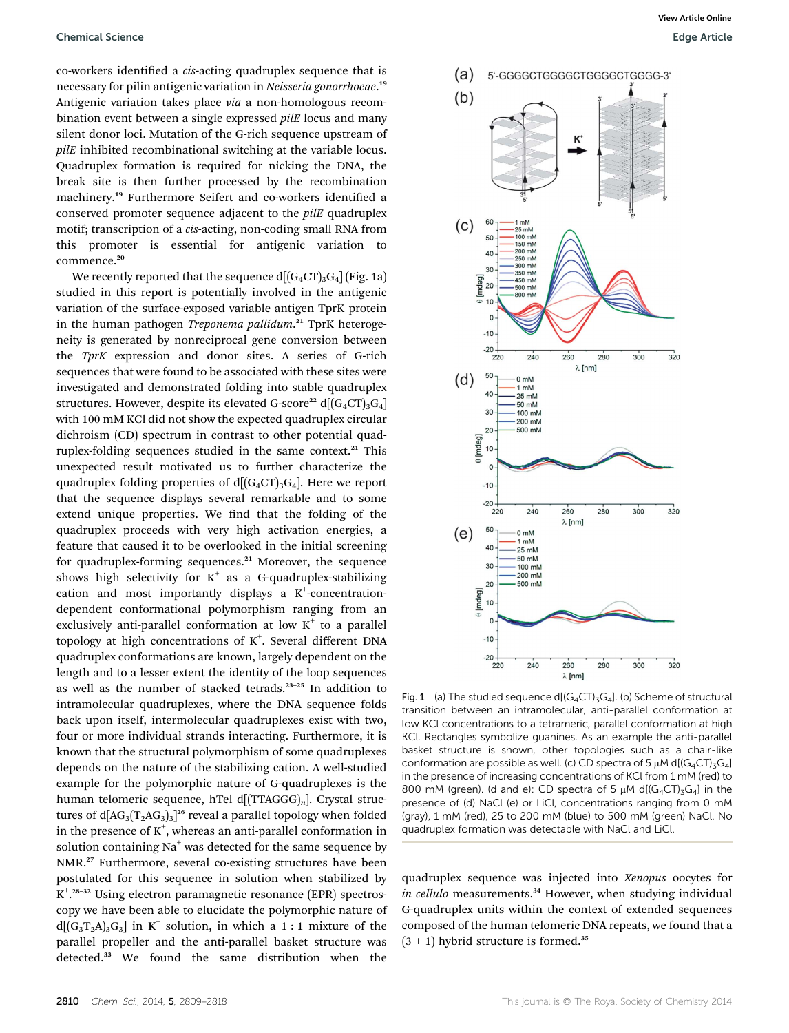co-workers identified a *cis*-acting quadruplex sequence that is necessary for pilin antigenic variation in *Neisseria gonorrhoeae*.[19] Antigenic variation takes place *via* a non-homologous recombination event between a single expressed *pilE* locus and many silent donor loci. Mutation of the G-rich sequence upstream of *pilE* inhibited recombinational switching at the variable locus. Quadruplex formation is required for nicking the DNA, the break site is then further processed by the recombination machinery.[19] Furthermore Seifert and co-workers identified a conserved promoter sequence adjacent to the *pilE* quadruplex motif; transcription of a *cis*-acting, non-coding small RNA from this promoter is essential for antigenic variation to commence.[20]

We recently reported that the sequence d[$(G_4CT)_3G_4$] (Fig. 1a) studied in this report is potentially involved in the antigenic variation of the surface-exposed variable antigen TprK protein in the human pathogen *Treponema pallidum*.[21] TprK heterogeneity is generated by nonreciprocal gene conversion between the *TprK* expression and donor sites. A series of G-rich sequences that were found to be associated with these sites were investigated and demonstrated folding into stable quadruplex structures. However, despite its elevated G-score[22] d[$(G_4CT)_3G_4$] with 100 mM KCl did not show the expected quadruplex circular dichroism (CD) spectrum in contrast to other potential quadruplex-folding sequences studied in the same context.[21] This unexpected result motivated us to further characterize the quadruplex folding properties of d[$(G_4CT)_3G_4$]. Here we report that the sequence displays several remarkable and to some extend unique properties. We find that the folding of the quadruplex proceeds with very high activation energies, a feature that caused it to be overlooked in the initial screening for quadruplex-forming sequences.[21] Moreover, the sequence shows high selectivity for $K^+$ as a G-quadruplex-stabilizing cation and most importantly displays a $K^+$-concentration-dependent conformational polymorphism ranging from an exclusively anti-parallel conformation at low $K^+$ to a parallel topology at high concentrations of $K^+$. Several different DNA quadruplex conformations are known, largely dependent on the length and to a lesser extent the identity of the loop sequences as well as the number of stacked tetrads.[23–25] In addition to intramolecular quadruplexes, where the DNA sequence folds back upon itself, intermolecular quadruplexes exist with two, four or more individual strands interacting. Furthermore, it is known that the structural polymorphism of some quadruplexes depends on the nature of the stabilizing cation. A well-studied example for the polymorphic nature of G-quadruplexes is the human telomeric sequence, hTel d[$(TTAGGG)_n$]. Crystal structures of d[$AG_3(T_2AG_3)_3$][26] reveal a parallel topology when folded in the presence of $K^+$, whereas an anti-parallel conformation in solution containing $Na^+$ was detected for the same sequence by NMR.[27] Furthermore, several co-existing structures have been postulated for this sequence in solution when stabilized by $K^+$.[28–32] Using electron paramagnetic resonance (EPR) spectroscopy we have been able to elucidate the polymorphic nature of d[$(G_3T_2A)_3G_3$] in $K^+$ solution, in which a 1 : 1 mixture of the parallel propeller and the anti-parallel basket structure was detected.[33] We found the same distribution when the quadruplex sequence was injected into *Xenopus* oocytes for *in cellulo* measurements.[34] However, when studying individual G-quadruplex units within the context of extended sequences composed of the human telomeric DNA repeats, we found that a (3 + 1) hybrid structure is formed.[35]

Fig. 1 (a) The studied sequence d[$(G_4CT)_3G_4$]. (b) Scheme of structural transition between an intramolecular, anti-parallel conformation at low KCl concentrations to a tetrameric, parallel conformation at high KCl. Rectangles symbolize guanines. As an example the anti-parallel basket structure is shown, other topologies such as a chair-like conformation are possible as well. (c) CD spectra of 5 μM d[$(G_4CT)_3G_4$] in the presence of increasing concentrations of KCl from 1 mM (red) to 800 mM (green). (d and e): CD spectra of 5 μM d[$(G_4CT)_3G_4$] in the presence of (d) NaCl (e) or LiCl, concentrations ranging from 0 mM (gray), 1 mM (red), 25 to 200 mM (blue) to 500 mM (green) NaCl. No quadruplex formation was detectable with NaCl and LiCl.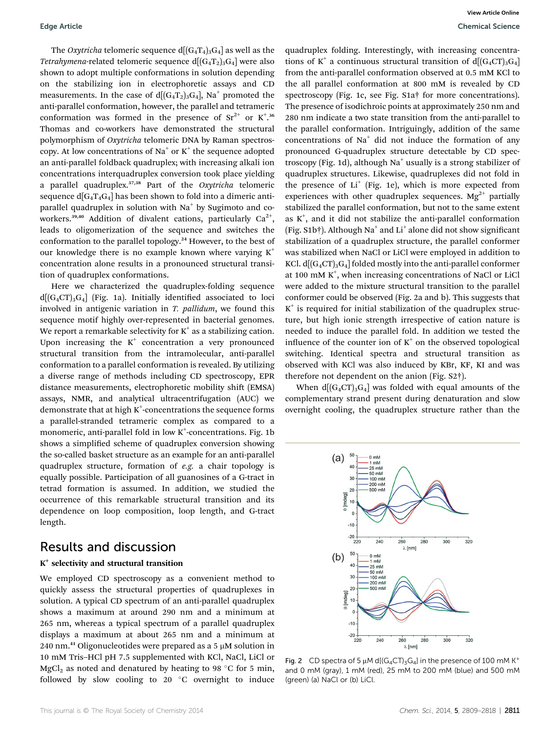The *Oxytricha* telomeric sequence d[$(G_4T_4)_3G_4$] as well as the *Tetrahymena*-related telomeric sequence d[$(G_4T_2)_3G_4$] were also shown to adopt multiple conformations in solution depending on the stabilizing ion in electrophoretic assays and CD measurements. In the case of d[$(G_4T_2)_3G_4$], $Na^+$ promoted the anti-parallel conformation, however, the parallel and tetrameric conformation was formed in the presence of $Sr^{2+}$ or $K^+$.[36] Thomas and co-workers have demonstrated the structural polymorphism of *Oxytricha* telomeric DNA by Raman spectroscopy. At low concentrations of $Na^+$ or $K^+$ the sequence adopted an anti-parallel foldback quadruplex; with increasing alkali ion concentrations interquadruplex conversion took place yielding a parallel quadruplex.[37,38] Part of the *Oxytricha* telomeric sequence d[$G_4T_4G_4$] has been shown to fold into a dimeric anti-parallel quadruplex in solution with $Na^+$ by Sugimoto and co-workers.[39,40] Addition of divalent cations, particularly $Ca^{2+}$, leads to oligomerization of the sequence and switches the conformation to the parallel topology.[24] However, to the best of our knowledge there is no example known where varying $K^+$ concentration alone results in a pronounced structural transition of quadruplex conformations.

Here we characterized the quadruplex-folding sequence d[$(G_4CT)_3G_4$] (Fig. 1a). Initially identified associated to loci involved in antigenic variation in *T. pallidum*, we found this sequence motif highly over-represented in bacterial genomes. We report a remarkable selectivity for $K^+$ as a stabilizing cation. Upon increasing the $K^+$ concentration a very pronounced structural transition from the intramolecular, anti-parallel conformation to a parallel conformation is revealed. By utilizing a diverse range of methods including CD spectroscopy, EPR distance measurements, electrophoretic mobility shift (EMSA) assays, NMR, and analytical ultracentrifugation (AUC) we demonstrate that at high $K^+$-concentrations the sequence forms a parallel-stranded tetrameric complex as compared to a monomeric, anti-parallel fold in low $K^+$-concentrations. Fig. 1b shows a simplified scheme of quadruplex conversion showing the so-called basket structure as an example for an anti-parallel quadruplex structure, formation of *e.g.* a chair topology is equally possible. Participation of all guanosines of a G-tract in tetrad formation is assumed. In addition, we studied the occurrence of this remarkable structural transition and its dependence on loop composition, loop length, and G-tract length.

## Results and discussion

### $K^+$ selectivity and structural transition

We employed CD spectroscopy as a convenient method to quickly assess the structural properties of quadruplexes in solution. A typical CD spectrum of an anti-parallel quadruplex shows a maximum at around 290 nm and a minimum at 265 nm, whereas a typical spectrum of a parallel quadruplex displays a maximum at about 265 nm and a minimum at 240 nm.[41] Oligonucleotides were prepared as a 5 μM solution in 10 mM Tris–HCl pH 7.5 supplemented with KCl, NaCl, LiCl or $MgCl_2$ as noted and denatured by heating to 98 °C for 5 min, followed by slow cooling to 20 °C overnight to induce quadruplex folding. Interestingly, with increasing concentrations of $K^+$ a continuous structural transition of d[$(G_4CT)_3G_4$] from the anti-parallel conformation observed at 0.5 mM KCl to the all parallel conformation at 800 mM is revealed by CD spectroscopy (Fig. 1c, see Fig. S1a† for more concentrations). The presence of isodichroic points at approximately 250 nm and 280 nm indicate a two state transition from the anti-parallel to the parallel conformation. Intriguingly, addition of the same concentrations of $Na^+$ did not induce the formation of any pronounced G-quadruplex structure detectable by CD spectroscopy (Fig. 1d), although $Na^+$ usually is a strong stabilizer of quadruplex structures. Likewise, quadruplexes did not fold in the presence of $Li^+$ (Fig. 1e), which is more expected from experiences with other quadruplex sequences. $Mg^{2+}$ partially stabilized the parallel conformation, but not to the same extent as $K^+$, and it did not stabilize the anti-parallel conformation (Fig. S1b†). Although $Na^+$ and $Li^+$ alone did not show significant stabilization of a quadruplex structure, the parallel conformer was stabilized when NaCl or LiCl were employed in addition to KCl. d[$(G_4CT)_3G_4$] folded mostly into the anti-parallel conformer at 100 mM $K^+$, when increasing concentrations of NaCl or LiCl were added to the mixture structural transition to the parallel conformer could be observed (Fig. 2a and b). This suggests that $K^+$ is required for initial stabilization of the quadruplex structure, but high ionic strength irrespective of cation nature is needed to induce the parallel fold. In addition we tested the influence of the counter ion of $K^+$ on the observed topological switching. Identical spectra and structural transition as observed with KCl was also induced by KBr, KF, KI and was therefore not dependent on the anion (Fig. S2†).

When d[$(G_4CT)_3G_4$] was folded with equal amounts of the complementary strand present during denaturation and slow overnight cooling, the quadruplex structure rather than the

Fig. 2 CD spectra of 5 μM d[$(G_4CT)_3G_4$] in the presence of 100 mM $K^+$ and 0 mM (gray), 1 mM (red), 25 mM to 200 mM (blue) and 500 mM (green) (a) NaCl or (b) LiCl.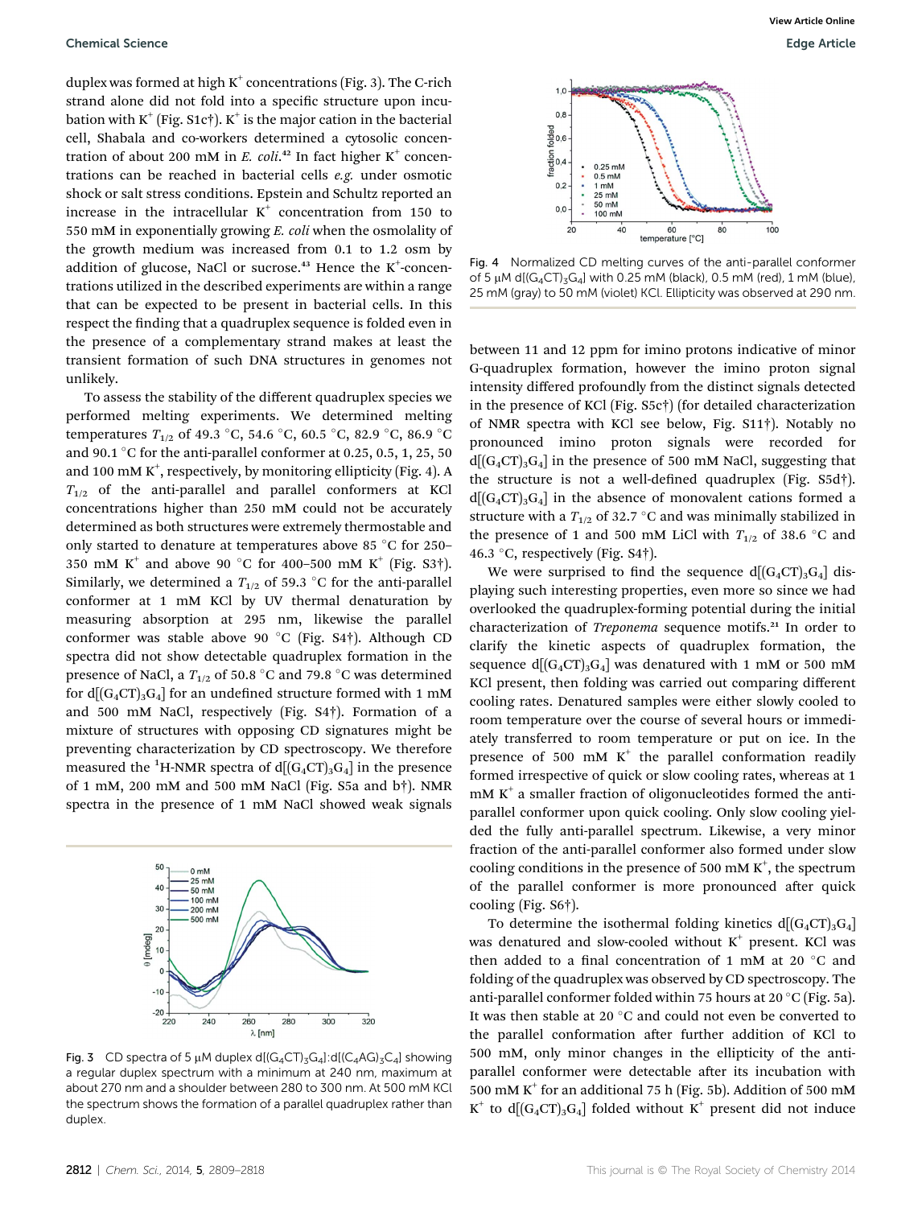duplex was formed at high $K^+$ concentrations (Fig. 3). The C-rich strand alone did not fold into a specific structure upon incubation with $K^+$ (Fig. S1c†). $K^+$ is the major cation in the bacterial cell, Shabala and co-workers determined a cytosolic concentration of about 200 mM in *E. coli*.[42] In fact higher $K^+$ concentrations can be reached in bacterial cells *e.g.* under osmotic shock or salt stress conditions. Epstein and Schultz reported an increase in the intracellular $K^+$ concentration from 150 to 550 mM in exponentially growing *E. coli* when the osmolality of the growth medium was increased from 0.1 to 1.2 osm by addition of glucose, NaCl or sucrose.[43] Hence the $K^+$-concentrations utilized in the described experiments are within a range that can be expected to be present in bacterial cells. In this respect the finding that a quadruplex sequence is folded even in the presence of a complementary strand makes at least the transient formation of such DNA structures in genomes not unlikely.

To assess the stability of the different quadruplex species we performed melting experiments. We determined melting temperatures $T_{1/2}$ of 49.3 °C, 54.6 °C, 60.5 °C, 82.9 °C, 86.9 °C and 90.1 °C for the anti-parallel conformer at 0.25, 0.5, 1, 25, 50 and 100 mM $K^+$, respectively, by monitoring ellipticity (Fig. 4). A $T_{1/2}$ of the anti-parallel and parallel conformers at KCl concentrations higher than 250 mM could not be accurately determined as both structures were extremely thermostable and only started to denature at temperatures above 85 °C for 250–350 mM $K^+$ and above 90 °C for 400–500 mM $K^+$ (Fig. S3†). Similarly, we determined a $T_{1/2}$ of 59.3 °C for the anti-parallel conformer at 1 mM KCl by UV thermal denaturation by measuring absorption at 295 nm, likewise the parallel conformer was stable above 90 °C (Fig. S4†). Although CD spectra did not show detectable quadruplex formation in the presence of NaCl, a $T_{1/2}$ of 50.8 °C and 79.8 °C was determined for d[$(G_4CT)_3G_4$] for an undefined structure formed with 1 mM and 500 mM NaCl, respectively (Fig. S4†). Formation of a mixture of structures with opposing CD signatures might be preventing characterization by CD spectroscopy. We therefore measured the $^1$H-NMR spectra of d[$(G_4CT)_3G_4$] in the presence of 1 mM, 200 mM and 500 mM NaCl (Fig. S5a and b†). NMR spectra in the presence of 1 mM NaCl showed weak signals

Fig. 3 CD spectra of 5 μM duplex d[$(G_4CT)_3G_4$]:d[$(C_4AG)_3C_4$] showing a regular duplex spectrum with a minimum at 240 nm, maximum at about 270 nm and a shoulder between 280 to 300 nm. At 500 mM KCl the spectrum shows the formation of a parallel quadruplex rather than duplex.

Fig. 4 Normalized CD melting curves of the anti-parallel conformer of 5 μM d[$(G_4CT)_3G_4$] with 0.25 mM (black), 0.5 mM (red), 1 mM (blue), 25 mM (gray) to 50 mM (violet) KCl. Ellipticity was observed at 290 nm.

between 11 and 12 ppm for imino protons indicative of minor G-quadruplex formation, however the imino proton signal intensity differed profoundly from the distinct signals detected in the presence of KCl (Fig. S5c†) (for detailed characterization of NMR spectra with KCl see below, Fig. S11†). Notably no pronounced imino proton signals were recorded for d[$(G_4CT)_3G_4$] in the presence of 500 mM NaCl, suggesting that the structure is not a well-defined quadruplex (Fig. S5d†). d[$(G_4CT)_3G_4$] in the absence of monovalent cations formed a structure with a $T_{1/2}$ of 32.7 °C and was minimally stabilized in the presence of 1 and 500 mM LiCl with $T_{1/2}$ of 38.6 °C and 46.3 °C, respectively (Fig. S4†).

We were surprised to find the sequence d[$(G_4CT)_3G_4$] displaying such interesting properties, even more so since we had overlooked the quadruplex-forming potential during the initial characterization of *Treponema* sequence motifs.[21] In order to clarify the kinetic aspects of quadruplex formation, the sequence d[$(G_4CT)_3G_4$] was denatured with 1 mM or 500 mM KCl present, then folding was carried out comparing different cooling rates. Denatured samples were either slowly cooled to room temperature over the course of several hours or immediately transferred to room temperature or put on ice. In the presence of 500 mM $K^+$ the parallel conformation readily formed irrespective of quick or slow cooling rates, whereas at 1 mM $K^+$ a smaller fraction of oligonucleotides formed the anti-parallel conformer upon quick cooling. Only slow cooling yielded the fully anti-parallel spectrum. Likewise, a very minor fraction of the anti-parallel conformer also formed under slow cooling conditions in the presence of 500 mM $K^+$, the spectrum of the parallel conformer is more pronounced after quick cooling (Fig. S6†).

To determine the isothermal folding kinetics d[$(G_4CT)_3G_4$] was denatured and slow-cooled without $K^+$ present. KCl was then added to a final concentration of 1 mM at 20 °C and folding of the quadruplex was observed by CD spectroscopy. The anti-parallel conformer folded within 75 hours at 20 °C (Fig. 5a). It was then stable at 20 °C and could not even be converted to the parallel conformation after further addition of KCl to 500 mM, only minor changes in the ellipticity of the anti-parallel conformer were detectable after its incubation with 500 mM $K^+$ for an additional 75 h (Fig. 5b). Addition of 500 mM $K^+$ to d[$(G_4CT)_3G_4$] folded without $K^+$ present did not induce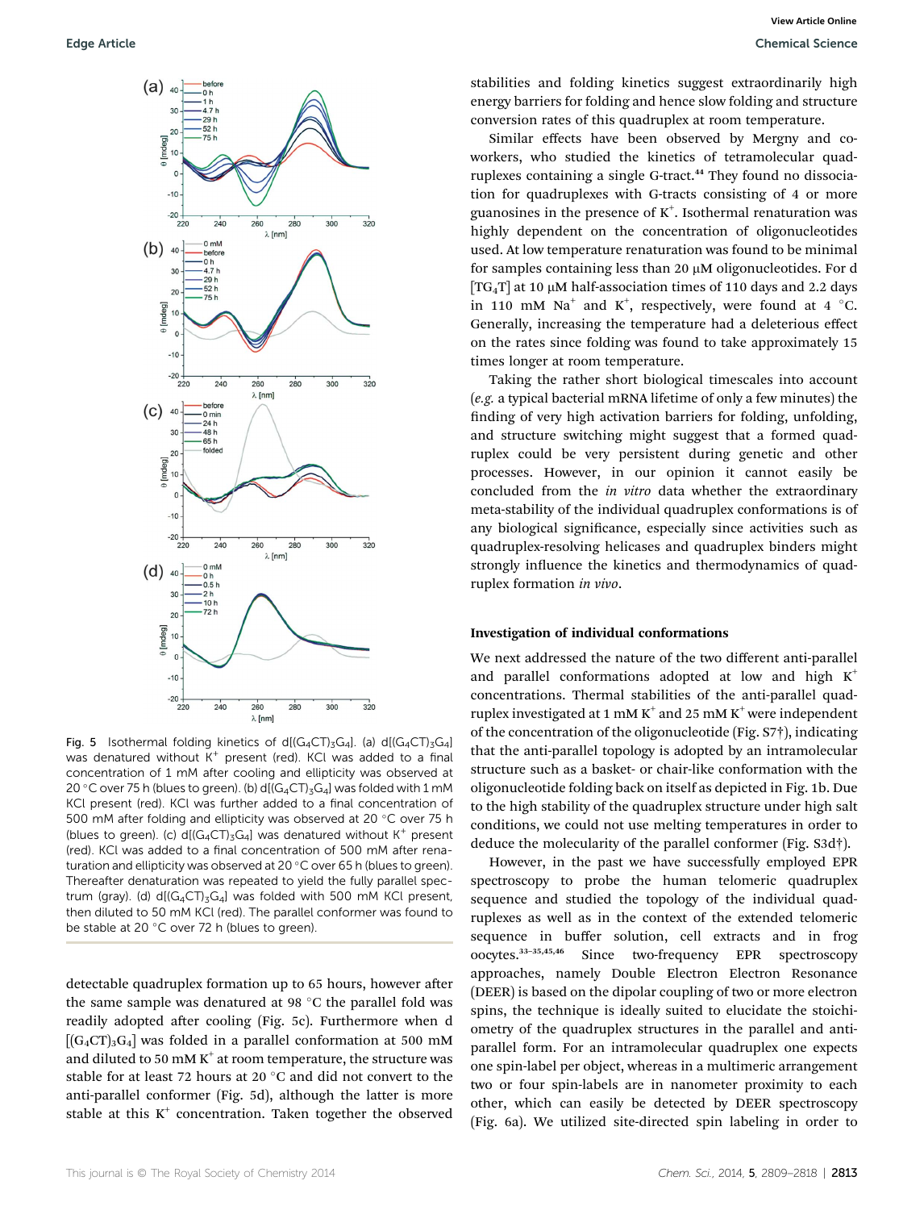Fig. 5 Isothermal folding kinetics of d[$(G_4CT)_3G_4$]. (a) d[$(G_4CT)_3G_4$] was denatured without $K^+$ present (red). KCl was added to a final concentration of 1 mM after cooling and ellipticity was observed at 20 °C over 75 h (blues to green). (b) d[$(G_4CT)_3G_4$] was folded with 1 mM KCl present (red). KCl was further added to a final concentration of 500 mM after folding and ellipticity was observed at 20 °C over 75 h (blues to green). (c) d[$(G_4CT)_3G_4$] was denatured without $K^+$ present (red). KCl was added to a final concentration of 500 mM after renaturation and ellipticity was observed at 20 °C over 65 h (blues to green). Thereafter denaturation was repeated to yield the fully parallel spectrum (gray). (d) d[$(G_4CT)_3G_4$] was folded with 500 mM KCl present, then diluted to 50 mM KCl (red). The parallel conformer was found to be stable at 20 °C over 72 h (blues to green).

detectable quadruplex formation up to 65 hours, however after the same sample was denatured at 98 °C the parallel fold was readily adopted after cooling (Fig. 5c). Furthermore when d[$(G_4CT)_3G_4$] was folded in a parallel conformation at 500 mM and diluted to 50 mM $K^+$ at room temperature, the structure was stable for at least 72 hours at 20 °C and did not convert to the anti-parallel conformer (Fig. 5d), although the latter is more stable at this $K^+$ concentration. Taken together the observed stabilities and folding kinetics suggest extraordinarily high energy barriers for folding and hence slow folding and structure conversion rates of this quadruplex at room temperature.

Similar effects have been observed by Mergny and co-workers, who studied the kinetics of tetramolecular quadruplexes containing a single G-tract.[44] They found no dissociation for quadruplexes with G-tracts consisting of 4 or more guanosines in the presence of $K^+$. Isothermal renaturation was highly dependent on the concentration of oligonucleotides used. At low temperature renaturation was found to be minimal for samples containing less than 20 μM oligonucleotides. For d[$TG_4T$] at 10 μM half-association times of 110 days and 2.2 days in 110 mM $Na^+$ and $K^+$, respectively, were found at 4 °C. Generally, increasing the temperature had a deleterious effect on the rates since folding was found to take approximately 15 times longer at room temperature.

Taking the rather short biological timescales into account (*e.g.* a typical bacterial mRNA lifetime of only a few minutes) the finding of very high activation barriers for folding, unfolding, and structure switching might suggest that a formed quadruplex could be very persistent during genetic and other processes. However, in our opinion it cannot easily be concluded from the *in vitro* data whether the extraordinary meta-stability of the individual quadruplex conformations is of any biological significance, especially since activities such as quadruplex-resolving helicases and quadruplex binders might strongly influence the kinetics and thermodynamics of quadruplex formation *in vivo*.

### Investigation of individual conformations

We next addressed the nature of the two different anti-parallel and parallel conformations adopted at low and high $K^+$ concentrations. Thermal stabilities of the anti-parallel quadruplex investigated at 1 mM $K^+$ and 25 mM $K^+$ were independent of the concentration of the oligonucleotide (Fig. S7†), indicating that the anti-parallel topology is adopted by an intramolecular structure such as a basket- or chair-like conformation with the oligonucleotide folding back on itself as depicted in Fig. 1b. Due to the high stability of the quadruplex structure under high salt conditions, we could not use melting temperatures in order to deduce the molecularity of the parallel conformer (Fig. S3d†).

However, in the past we have successfully employed EPR spectroscopy to probe the human telomeric quadruplex sequence and studied the topology of the individual quadruplexes as well as in the context of the extended telomeric sequence in buffer solution, cell extracts and in frog oocytes.[33–35,45,46] Since two-frequency EPR spectroscopy approaches, namely Double Electron Electron Resonance (DEER) is based on the dipolar coupling of two or more electron spins, the technique is ideally suited to elucidate the stoichiometry of the quadruplex structures in the parallel and anti-parallel form. For an intramolecular quadruplex one expects one spin-label per object, whereas in a multimeric arrangement two or four spin-labels are in nanometer proximity to each other, which can easily be detected by DEER spectroscopy (Fig. 6a). We utilized site-directed spin labeling in order to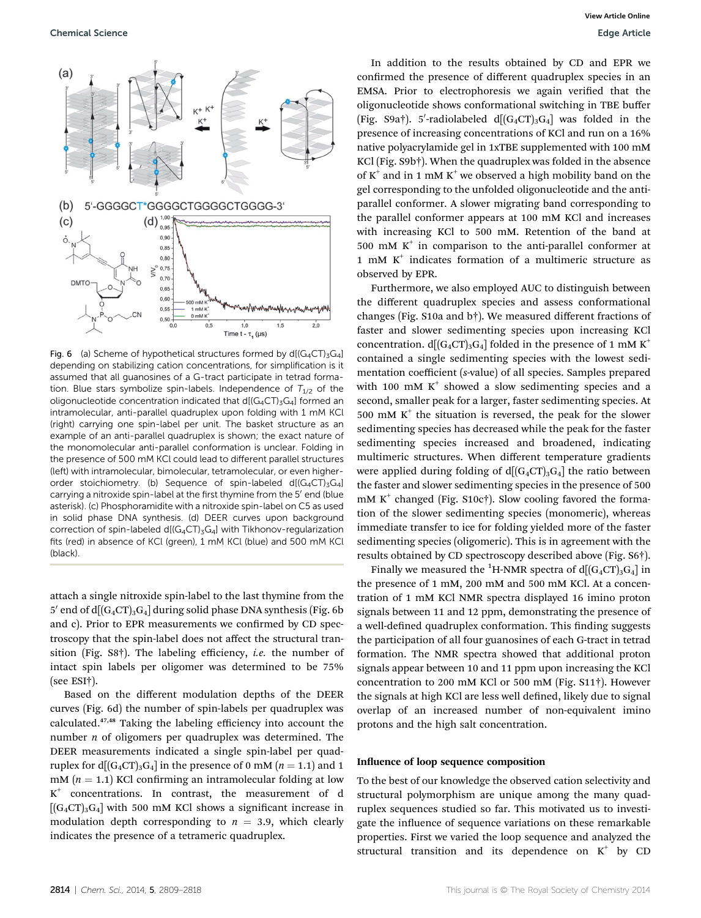Fig. 6 (a) Scheme of hypothetical structures formed by d[($G_4CT)_3G_4$] depending on stabilizing cation concentrations, for simplification is it assumed that all guanosines of a G-tract participate in tetrad formation. Blue stars symbolize spin-labels. Independence of $T_{1/2}$ of the oligonucleotide concentration indicated that d[($G_4CT)_3G_4$] formed an intramolecular, anti-parallel quadruplex upon folding with 1 mM KCl (right) carrying one spin-label per unit. The basket structure as an example of an anti-parallel quadruplex is shown; the exact nature of the monomolecular anti-parallel conformation is unclear. Folding in the presence of 500 mM KCl could lead to different parallel structures (left) with intramolecular, bimolecular, tetramolecular, or even higher-order stoichiometry. (b) Sequence of spin-labeled d[($G_4CT)_3G_4$] carrying a nitroxide spin-label at the first thymine from the 5′ end (blue asterisk). (c) Phosphoramidite with a nitroxide spin-label on C5 as used in solid phase DNA synthesis. (d) DEER curves upon background correction of spin-labeled d[($G_4CT)_3G_4$] with Tikhonov-regularization fits (red) in absence of KCl (green), 1 mM KCl (blue) and 500 mM KCl (black).

attach a single nitroxide spin-label to the last thymine from the 5′ end of d[($G_4CT)_3G_4$] during solid phase DNA synthesis (Fig. 6b and c). Prior to EPR measurements we confirmed by CD spectroscopy that the spin-label does not affect the structural transition (Fig. S8†). The labeling efficiency, *i.e.* the number of intact spin labels per oligomer was determined to be 75% (see ESI†).

Based on the different modulation depths of the DEER curves (Fig. 6d) the number of spin-labels per quadruplex was calculated.[47,48] Taking the labeling efficiency into account the number $n$ of oligomers per quadruplex was determined. The DEER measurements indicated a single spin-label per quadruplex for d[($G_4CT)_3G_4$] in the presence of 0 mM ($n = 1.1$) and 1 mM ($n = 1.1$) KCl confirming an intramolecular folding at low $K^+$ concentrations. In contrast, the measurement of d[($G_4CT)_3G_4$] with 500 mM KCl shows a significant increase in modulation depth corresponding to $n = 3.9$, which clearly indicates the presence of a tetrameric quadruplex.

In addition to the results obtained by CD and EPR we confirmed the presence of different quadruplex species in an EMSA. Prior to electrophoresis we again verified that the oligonucleotide shows conformational switching in TBE buffer (Fig. S9a†). 5′-radiolabeled d[($G_4CT)_3G_4$] was folded in the presence of increasing concentrations of KCl and run on a 16% native polyacrylamide gel in 1xTBE supplemented with 100 mM KCl (Fig. S9b†). When the quadruplex was folded in the absence of $K^+$ and in 1 mM $K^+$ we observed a high mobility band on the gel corresponding to the unfolded oligonucleotide and the anti-parallel conformer. A slower migrating band corresponding to the parallel conformer appears at 100 mM KCl and increases with increasing KCl to 500 mM. Retention of the band at 500 mM $K^+$ in comparison to the anti-parallel conformer at 1 mM $K^+$ indicates formation of a multimeric structure as observed by EPR.

Furthermore, we also employed AUC to distinguish between the different quadruplex species and assess conformational changes (Fig. S10a and b†). We measured different fractions of faster and slower sedimenting species upon increasing KCl concentration. d[($G_4CT)_3G_4$] folded in the presence of 1 mM $K^+$ contained a single sedimenting species with the lowest sedimentation coefficient (*s*-value) of all species. Samples prepared with 100 mM $K^+$ showed a slow sedimenting species and a second, smaller peak for a larger, faster sedimenting species. At 500 mM $K^+$ the situation is reversed, the peak for the slower sedimenting species has decreased while the peak for the faster sedimenting species increased and broadened, indicating multimeric structures. When different temperature gradients were applied during folding of d[($G_4CT)_3G_4$] the ratio between the faster and slower sedimenting species in the presence of 500 mM $K^+$ changed (Fig. S10c†). Slow cooling favored the formation of the slower sedimenting species (monomeric), whereas immediate transfer to ice for folding yielded more of the faster sedimenting species (oligomeric). This is in agreement with the results obtained by CD spectroscopy described above (Fig. S6†).

Finally we measured the $^1$H-NMR spectra of d[($G_4CT)_3G_4$] in the presence of 1 mM, 200 mM and 500 mM KCl. At a concentration of 1 mM KCl NMR spectra displayed 16 imino proton signals between 11 and 12 ppm, demonstrating the presence of a well-defined quadruplex conformation. This finding suggests the participation of all four guanosines of each G-tract in tetrad formation. The NMR spectra showed that additional proton signals appear between 10 and 11 ppm upon increasing the KCl concentration to 200 mM KCl or 500 mM (Fig. S11†). However the signals at high KCl are less well defined, likely due to signal overlap of an increased number of non-equivalent imino protons and the high salt concentration.

## Influence of loop sequence composition

To the best of our knowledge the observed cation selectivity and structural polymorphism are unique among the many quadruplex sequences studied so far. This motivated us to investigate the influence of sequence variations on these remarkable properties. First we varied the loop sequence and analyzed the structural transition and its dependence on $K^+$ by CD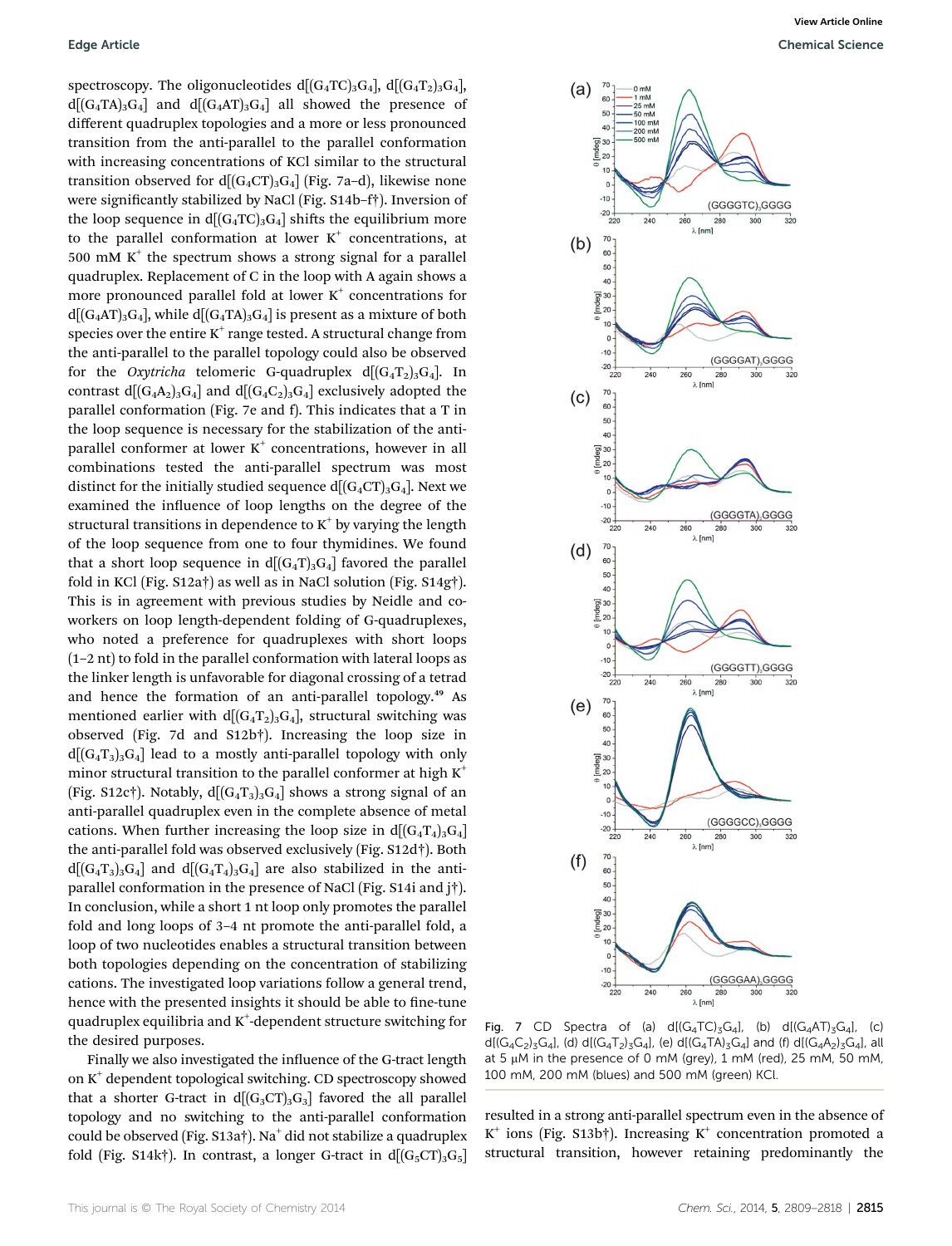spectroscopy. The oligonucleotides d[$(G_4TC)_3G_4$], d[$(G_4T_2)_3G_4$], d[$(G_4TA)_3G_4$] and d[$(G_4AT)_3G_4$] all showed the presence of different quadruplex topologies and a more or less pronounced transition from the anti-parallel to the parallel conformation with increasing concentrations of KCl similar to the structural transition observed for d[$(G_4CT)_3G_4$] (Fig. 7a–d), likewise none were significantly stabilized by NaCl (Fig. S14b–f†). Inversion of the loop sequence in d[$(G_4TC)_3G_4$] shifts the equilibrium more to the parallel conformation at lower $K^+$ concentrations, at 500 mM $K^+$ the spectrum shows a strong signal for a parallel quadruplex. Replacement of C in the loop with A again shows a more pronounced parallel fold at lower $K^+$ concentrations for d[$(G_4AT)_3G_4$], while d[$(G_4TA)_3G_4$] is present as a mixture of both species over the entire $K^+$ range tested. A structural change from the anti-parallel to the parallel topology could also be observed for the *Oxytricha* telomeric G-quadruplex d[$(G_4T_2)_3G_4$]. In contrast d[$(G_4A_2)_3G_4$] and d[$(G_4C_2)_3G_4$] exclusively adopted the parallel conformation (Fig. 7e and f). This indicates that a T in the loop sequence is necessary for the stabilization of the anti-parallel conformer at lower $K^+$ concentrations, however in all combinations tested the anti-parallel spectrum was most distinct for the initially studied sequence d[$(G_4CT)_3G_4$]. Next we examined the influence of loop lengths on the degree of the structural transitions in dependence to $K^+$ by varying the length of the loop sequence from one to four thymidines. We found that a short loop sequence in d[$(G_4T)_3G_4$] favored the parallel fold in KCl (Fig. S12a†) as well as in NaCl solution (Fig. S14g†). This is in agreement with previous studies by Neidle and co-workers on loop length-dependent folding of G-quadruplexes, who noted a preference for quadruplexes with short loops (1–2 nt) to fold in the parallel conformation with lateral loops as the linker length is unfavorable for diagonal crossing of a tetrad and hence the formation of an anti-parallel topology.[49] As mentioned earlier with d[$(G_4T_2)_3G_4$], structural switching was observed (Fig. 7d and S12b†). Increasing the loop size in d[$(G_4T_3)_3G_4$] lead to a mostly anti-parallel topology with only minor structural transition to the parallel conformer at high $K^+$ (Fig. S12c†). Notably, d[$(G_4T_3)_3G_4$] shows a strong signal of an anti-parallel quadruplex even in the complete absence of metal cations. When further increasing the loop size in d[$(G_4T_4)_3G_4$] the anti-parallel fold was observed exclusively (Fig. S12d†). Both d[$(G_4T_3)_3G_4$] and d[$(G_4T_4)_3G_4$] are also stabilized in the anti-parallel conformation in the presence of NaCl (Fig. S14i and j†). In conclusion, while a short 1 nt loop only promotes the parallel fold and long loops of 3–4 nt promote the anti-parallel fold, a loop of two nucleotides enables a structural transition between both topologies depending on the concentration of stabilizing cations. The investigated loop variations follow a general trend, hence with the presented insights it should be able to fine-tune quadruplex equilibria and $K^+$-dependent structure switching for the desired purposes.

Finally we also investigated the influence of the G-tract length on $K^+$ dependent topological switching. CD spectroscopy showed that a shorter G-tract in d[$(G_3CT)_3G_3$] favored the all parallel topology and no switching to the anti-parallel conformation could be observed (Fig. S13a†). $Na^+$ did not stabilize a quadruplex fold (Fig. S14k†). In contrast, a longer G-tract in d[$(G_5CT)_3G_5$] resulted in a strong anti-parallel spectrum even in the absence of $K^+$ ions (Fig. S13b†). Increasing $K^+$ concentration promoted a structural transition, however retaining predominantly the

Fig. 7 CD Spectra of (a) d[$(G_4TC)_3G_4$], (b) d[$(G_4AT)_3G_4$], (c) d[$(G_4C_2)_3G_4$], (d) d[$(G_4T_2)_3G_4$], (e) d[$(G_4TA)_3G_4$] and (f) d[$(G_4A_2)_3G_4$], all at 5 μM in the presence of 0 mM (grey), 1 mM (red), 25 mM, 50 mM, 100 mM, 200 mM (blues) and 500 mM (green) KCl.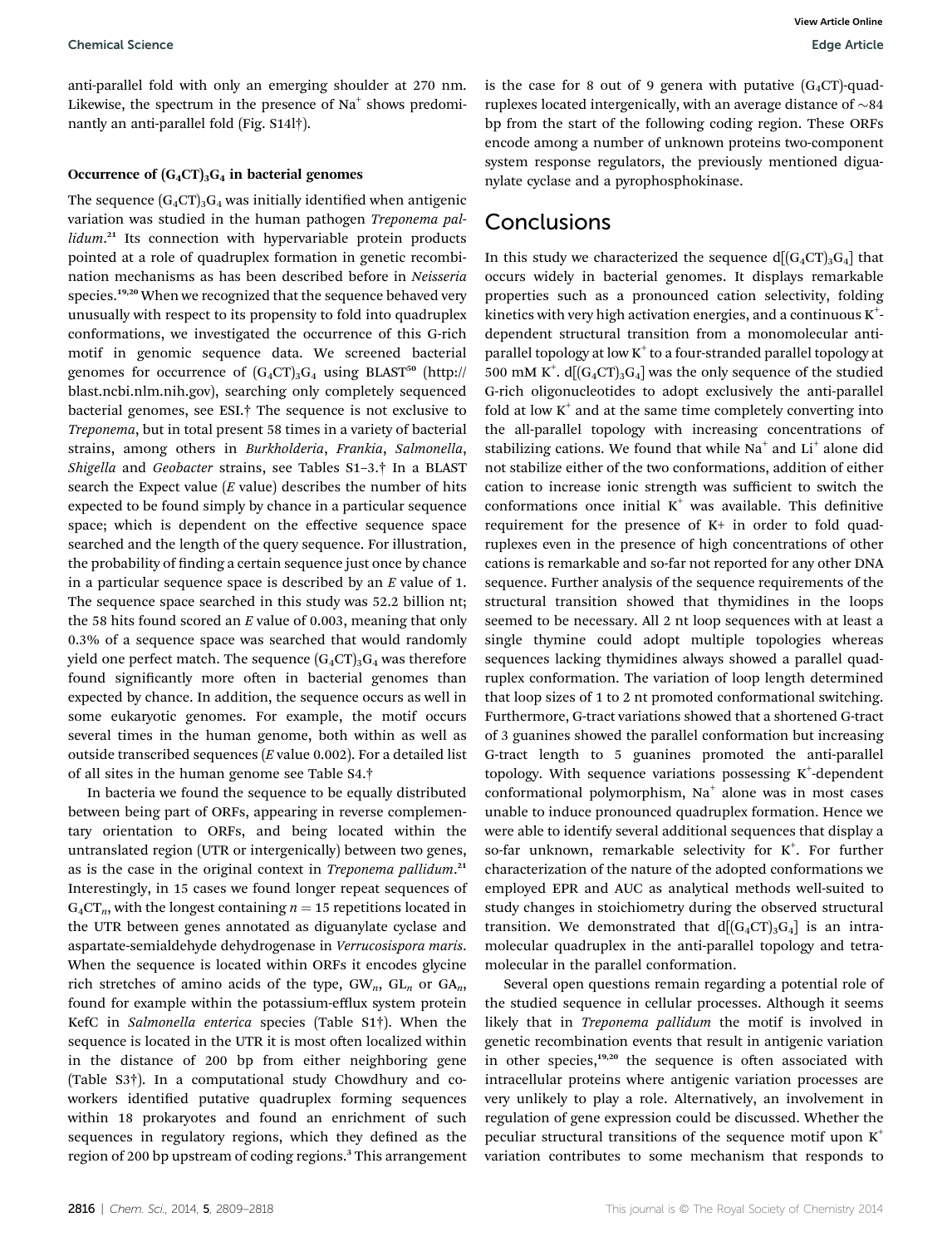anti-parallel fold with only an emerging shoulder at 270 nm. Likewise, the spectrum in the presence of $Na^+$ shows predominantly an anti-parallel fold (Fig. S14l†).

### Occurrence of $(G_4CT)_3G_4$ in bacterial genomes

The sequence $(G_4CT)_3G_4$ was initially identified when antigenic variation was studied in the human pathogen *Treponema pallidum*.[21] Its connection with hypervariable protein products pointed at a role of quadruplex formation in genetic recombination mechanisms as has been described before in *Neisseria* species.[19,20] When we recognized that the sequence behaved very unusually with respect to its propensity to fold into quadruplex conformations, we investigated the occurrence of this G-rich motif in genomic sequence data. We screened bacterial genomes for occurrence of $(G_4CT)_3G_4$ using BLAST[50] (http://blast.ncbi.nlm.nih.gov), searching only completely sequenced bacterial genomes, see ESI.† The sequence is not exclusive to *Treponema*, but in total present 58 times in a variety of bacterial strains, among others in *Burkholderia*, *Frankia*, *Salmonella*, *Shigella* and *Geobacter* strains, see Tables S1–3.† In a BLAST search the Expect value ($E$ value) describes the number of hits expected to be found simply by chance in a particular sequence space; which is dependent on the effective sequence space searched and the length of the query sequence. For illustration, the probability of finding a certain sequence just once by chance in a particular sequence space is described by an $E$ value of 1. The sequence space searched in this study was 52.2 billion nt; the 58 hits found scored an $E$ value of 0.003, meaning that only 0.3% of a sequence space was searched that would randomly yield one perfect match. The sequence $(G_4CT)_3G_4$ was therefore found significantly more often in bacterial genomes than expected by chance. In addition, the sequence occurs as well in some eukaryotic genomes. For example, the motif occurs several times in the human genome, both within as well as outside transcribed sequences ($E$ value 0.002). For a detailed list of all sites in the human genome see Table S4.†

In bacteria we found the sequence to be equally distributed between being part of ORFs, appearing in reverse complementary orientation to ORFs, and being located within the untranslated region (UTR or intergenically) between two genes, as is the case in the original context in *Treponema pallidum*.[21] Interestingly, in 15 cases we found longer repeat sequences of $G_4CT_n$, with the longest containing $n = 15$ repetitions located in the UTR between genes annotated as diguanylate cyclase and aspartate-semialdehyde dehydrogenase in *Verrucosispora maris*. When the sequence is located within ORFs it encodes glycine rich stretches of amino acids of the type, $GW_n$, $GL_n$ or $GA_n$, found for example within the potassium-efflux system protein KefC in *Salmonella enterica* species (Table S1†). When the sequence is located in the UTR it is most often localized within in the distance of 200 bp from either neighboring gene (Table S3†). In a computational study Chowdhury and coworkers identified putative quadruplex forming sequences within 18 prokaryotes and found an enrichment of such sequences in regulatory regions, which they defined as the region of 200 bp upstream of coding regions.[3] This arrangement is the case for 8 out of 9 genera with putative $(G_4CT)$-quadruplexes located intergenically, with an average distance of ~84 bp from the start of the following coding region. These ORFs encode among a number of unknown proteins two-component system response regulators, the previously mentioned diguanylate cyclase and a pyrophosphokinase.

## Conclusions

In this study we characterized the sequence d[$(G_4CT)_3G_4$] that occurs widely in bacterial genomes. It displays remarkable properties such as a pronounced cation selectivity, folding kinetics with very high activation energies, and a continuous $K^+$-dependent structural transition from a monomolecular anti-parallel topology at low $K^+$ to a four-stranded parallel topology at 500 mM $K^+$. d[$(G_4CT)_3G_4$] was the only sequence of the studied G-rich oligonucleotides to adopt exclusively the anti-parallel fold at low $K^+$ and at the same time completely converting into the all-parallel topology with increasing concentrations of stabilizing cations. We found that while $Na^+$ and $Li^+$ alone did not stabilize either of the two conformations, addition of either cation to increase ionic strength was sufficient to switch the conformations once initial $K^+$ was available. This definitive requirement for the presence of K+ in order to fold quadruplexes even in the presence of high concentrations of other cations is remarkable and so-far not reported for any other DNA sequence. Further analysis of the sequence requirements of the structural transition showed that thymidines in the loops seemed to be necessary. All 2 nt loop sequences with at least a single thymine could adopt multiple topologies whereas sequences lacking thymidines always showed a parallel quadruplex conformation. The variation of loop length determined that loop sizes of 1 to 2 nt promoted conformational switching. Furthermore, G-tract variations showed that a shortened G-tract of 3 guanines showed the parallel conformation but increasing G-tract length to 5 guanines promoted the anti-parallel topology. With sequence variations possessing $K^+$-dependent conformational polymorphism, $Na^+$ alone was in most cases unable to induce pronounced quadruplex formation. Hence we were able to identify several additional sequences that display a so-far unknown, remarkable selectivity for $K^+$. For further characterization of the nature of the adopted conformations we employed EPR and AUC as analytical methods well-suited to study changes in stoichiometry during the observed structural transition. We demonstrated that d[$(G_4CT)_3G_4$] is an intramolecular quadruplex in the anti-parallel topology and tetramolecular in the parallel conformation.

Several open questions remain regarding a potential role of the studied sequence in cellular processes. Although it seems likely that in *Treponema pallidum* the motif is involved in genetic recombination events that result in antigenic variation in other species,[19,20] the sequence is often associated with intracellular proteins where antigenic variation processes are very unlikely to play a role. Alternatively, an involvement in regulation of gene expression could be discussed. Whether the peculiar structural transitions of the sequence motif upon $K^+$ variation contributes to some mechanism that responds to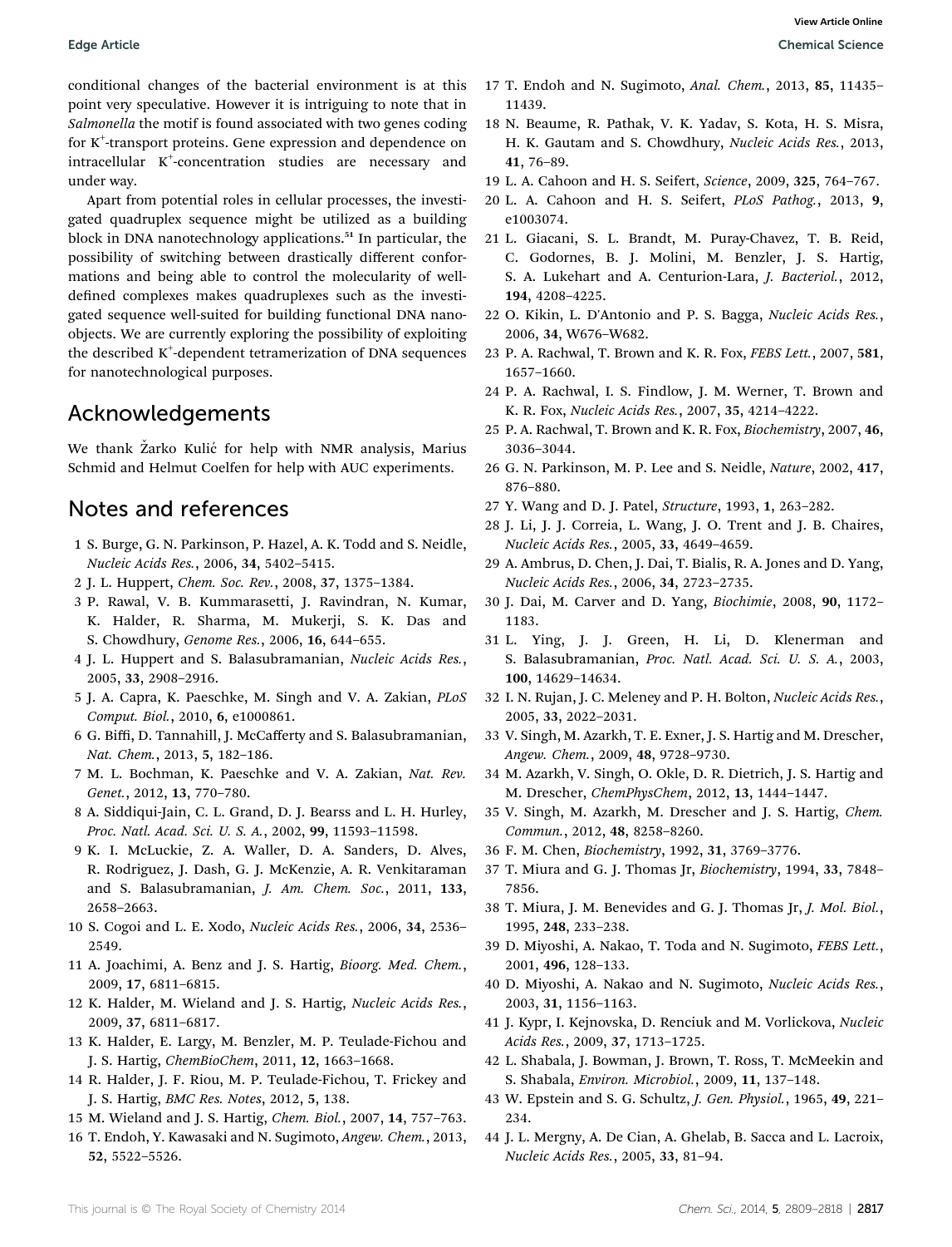conditional changes of the bacterial environment is at this point very speculative. However it is intriguing to note that in *Salmonella* the motif is found associated with two genes coding for $K^+$-transport proteins. Gene expression and dependence on intracellular $K^+$-concentration studies are necessary and under way.

Apart from potential roles in cellular processes, the investigated quadruplex sequence might be utilized as a building block in DNA nanotechnology applications.[51] In particular, the possibility of switching between drastically different conformations and being able to control the molecularity of well-defined complexes makes quadruplexes such as the investigated sequence well-suited for building functional DNA nano-objects. We are currently exploring the possibility of exploiting the described $K^+$-dependent tetramerization of DNA sequences for nanotechnological purposes.

## Acknowledgements

We thank Žarko Kulić for help with NMR analysis, Marius Schmid and Helmut Coelfen for help with AUC experiments.

## Notes and references

1 S. Burge, G. N. Parkinson, P. Hazel, A. K. Todd and S. Neidle, *Nucleic Acids Res.*, 2006, **34**, 5402–5415.

2 J. L. Huppert, *Chem. Soc. Rev.*, 2008, **37**, 1375–1384.

3 P. Rawal, V. B. Kummarasetti, J. Ravindran, N. Kumar, K. Halder, R. Sharma, M. Mukerji, S. K. Das and S. Chowdhury, *Genome Res.*, 2006, **16**, 644–655.

4 J. L. Huppert and S. Balasubramanian, *Nucleic Acids Res.*, 2005, **33**, 2908–2916.

5 J. A. Capra, K. Paeschke, M. Singh and V. A. Zakian, *PLoS Comput. Biol.*, 2010, **6**, e1000861.

6 G. Biffi, D. Tannahill, J. McCafferty and S. Balasubramanian, *Nat. Chem.*, 2013, **5**, 182–186.

7 M. L. Bochman, K. Paeschke and V. A. Zakian, *Nat. Rev. Genet.*, 2012, **13**, 770–780.

8 A. Siddiqui-Jain, C. L. Grand, D. J. Bearss and L. H. Hurley, *Proc. Natl. Acad. Sci. U. S. A.*, 2002, **99**, 11593–11598.

9 K. I. McLuckie, Z. A. Waller, D. A. Sanders, D. Alves, R. Rodriguez, J. Dash, G. J. McKenzie, A. R. Venkitaraman and S. Balasubramanian, *J. Am. Chem. Soc.*, 2011, **133**, 2658–2663.

10 S. Cogoi and L. E. Xodo, *Nucleic Acids Res.*, 2006, **34**, 2536–2549.

11 A. Joachimi, A. Benz and J. S. Hartig, *Bioorg. Med. Chem.*, 2009, **17**, 6811–6815.

12 K. Halder, M. Wieland and J. S. Hartig, *Nucleic Acids Res.*, 2009, **37**, 6811–6817.

13 K. Halder, E. Largy, M. Benzler, M. P. Teulade-Fichou and J. S. Hartig, *ChemBioChem*, 2011, **12**, 1663–1668.

14 R. Halder, J. F. Riou, M. P. Teulade-Fichou, T. Frickey and J. S. Hartig, *BMC Res. Notes*, 2012, **5**, 138.

15 M. Wieland and J. S. Hartig, *Chem. Biol.*, 2007, **14**, 757–763.

16 T. Endoh, Y. Kawasaki and N. Sugimoto, *Angew. Chem.*, 2013, **52**, 5522–5526.

17 T. Endoh and N. Sugimoto, *Anal. Chem.*, 2013, **85**, 11435–11439.

18 N. Beaume, R. Pathak, V. K. Yadav, S. Kota, H. S. Misra, H. K. Gautam and S. Chowdhury, *Nucleic Acids Res.*, 2013, **41**, 76–89.

19 L. A. Cahoon and H. S. Seifert, *Science*, 2009, **325**, 764–767.

20 L. A. Cahoon and H. S. Seifert, *PLoS Pathog.*, 2013, **9**, e1003074.

21 L. Giacani, S. L. Brandt, M. Puray-Chavez, T. B. Reid, C. Godornes, B. J. Molini, M. Benzler, J. S. Hartig, S. A. Lukehart and A. Centurion-Lara, *J. Bacteriol.*, 2012, **194**, 4208–4225.

22 O. Kikin, L. D'Antonio and P. S. Bagga, *Nucleic Acids Res.*, 2006, **34**, W676–W682.

23 P. A. Rachwal, T. Brown and K. R. Fox, *FEBS Lett.*, 2007, **581**, 1657–1660.

24 P. A. Rachwal, I. S. Findlow, J. M. Werner, T. Brown and K. R. Fox, *Nucleic Acids Res.*, 2007, **35**, 4214–4222.

25 P. A. Rachwal, T. Brown and K. R. Fox, *Biochemistry*, 2007, **46**, 3036–3044.

26 G. N. Parkinson, M. P. Lee and S. Neidle, *Nature*, 2002, **417**, 876–880.

27 Y. Wang and D. J. Patel, *Structure*, 1993, **1**, 263–282.

28 J. Li, J. J. Correia, L. Wang, J. O. Trent and J. B. Chaires, *Nucleic Acids Res.*, 2005, **33**, 4649–4659.

29 A. Ambrus, D. Chen, J. Dai, T. Bialis, R. A. Jones and D. Yang, *Nucleic Acids Res.*, 2006, **34**, 2723–2735.

30 J. Dai, M. Carver and D. Yang, *Biochimie*, 2008, **90**, 1172–1183.

31 L. Ying, J. J. Green, H. Li, D. Klenerman and S. Balasubramanian, *Proc. Natl. Acad. Sci. U. S. A.*, 2003, **100**, 14629–14634.

32 I. N. Rujan, J. C. Meleney and P. H. Bolton, *Nucleic Acids Res.*, 2005, **33**, 2022–2031.

33 V. Singh, M. Azarkh, T. E. Exner, J. S. Hartig and M. Drescher, *Angew. Chem.*, 2009, **48**, 9728–9730.

34 M. Azarkh, V. Singh, O. Okle, D. R. Dietrich, J. S. Hartig and M. Drescher, *ChemPhysChem*, 2012, **13**, 1444–1447.

35 V. Singh, M. Azarkh, M. Drescher and J. S. Hartig, *Chem. Commun.*, 2012, **48**, 8258–8260.

36 F. M. Chen, *Biochemistry*, 1992, **31**, 3769–3776.

37 T. Miura and G. J. Thomas Jr, *Biochemistry*, 1994, **33**, 7848–7856.

38 T. Miura, J. M. Benevides and G. J. Thomas Jr, *J. Mol. Biol.*, 1995, **248**, 233–238.

39 D. Miyoshi, A. Nakao, T. Toda and N. Sugimoto, *FEBS Lett.*, 2001, **496**, 128–133.

40 D. Miyoshi, A. Nakao and N. Sugimoto, *Nucleic Acids Res.*, 2003, **31**, 1156–1163.

41 J. Kypr, I. Kejnovska, D. Renciuk and M. Vorlickova, *Nucleic Acids Res.*, 2009, **37**, 1713–1725.

42 L. Shabala, J. Bowman, J. Brown, T. Ross, T. McMeekin and S. Shabala, *Environ. Microbiol.*, 2009, **11**, 137–148.

43 W. Epstein and S. G. Schultz, *J. Gen. Physiol.*, 1965, **49**, 221–234.

44 J. L. Mergny, A. De Cian, A. Ghelab, B. Sacca and L. Lacroix, *Nucleic Acids Res.*, 2005, **33**, 81–94.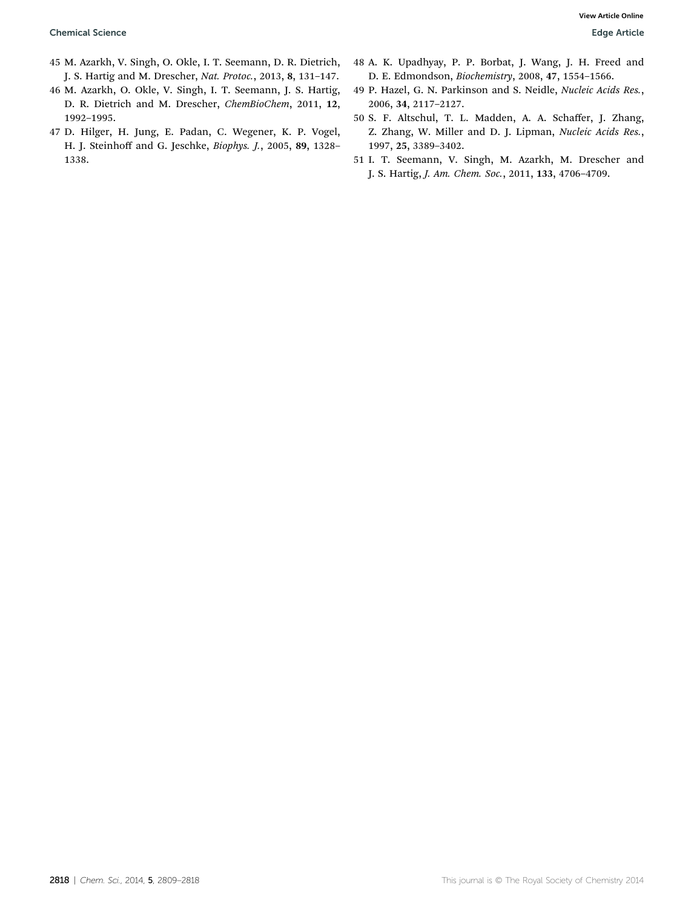45 M. Azarkh, V. Singh, O. Okle, I. T. Seemann, D. R. Dietrich, J. S. Hartig and M. Drescher, *Nat. Protoc.*, 2013, **8**, 131–147.

46 M. Azarkh, O. Okle, V. Singh, I. T. Seemann, J. S. Hartig, D. R. Dietrich and M. Drescher, *ChemBioChem*, 2011, **12**, 1992–1995.

47 D. Hilger, H. Jung, E. Padan, C. Wegener, K. P. Vogel, H. J. Steinhoff and G. Jeschke, *Biophys. J.*, 2005, **89**, 1328–1338.

48 A. K. Upadhyay, P. P. Borbat, J. Wang, J. H. Freed and D. E. Edmondson, *Biochemistry*, 2008, **47**, 1554–1566.

49 P. Hazel, G. N. Parkinson and S. Neidle, *Nucleic Acids Res.*, 2006, **34**, 2117–2127.

50 S. F. Altschul, T. L. Madden, A. A. Schaffer, J. Zhang, Z. Zhang, W. Miller and D. J. Lipman, *Nucleic Acids Res.*, 1997, **25**, 3389–3402.

51 I. T. Seemann, V. Singh, M. Azarkh, M. Drescher and J. S. Hartig, *J. Am. Chem. Soc.*, 2011, **133**, 4706–4709.